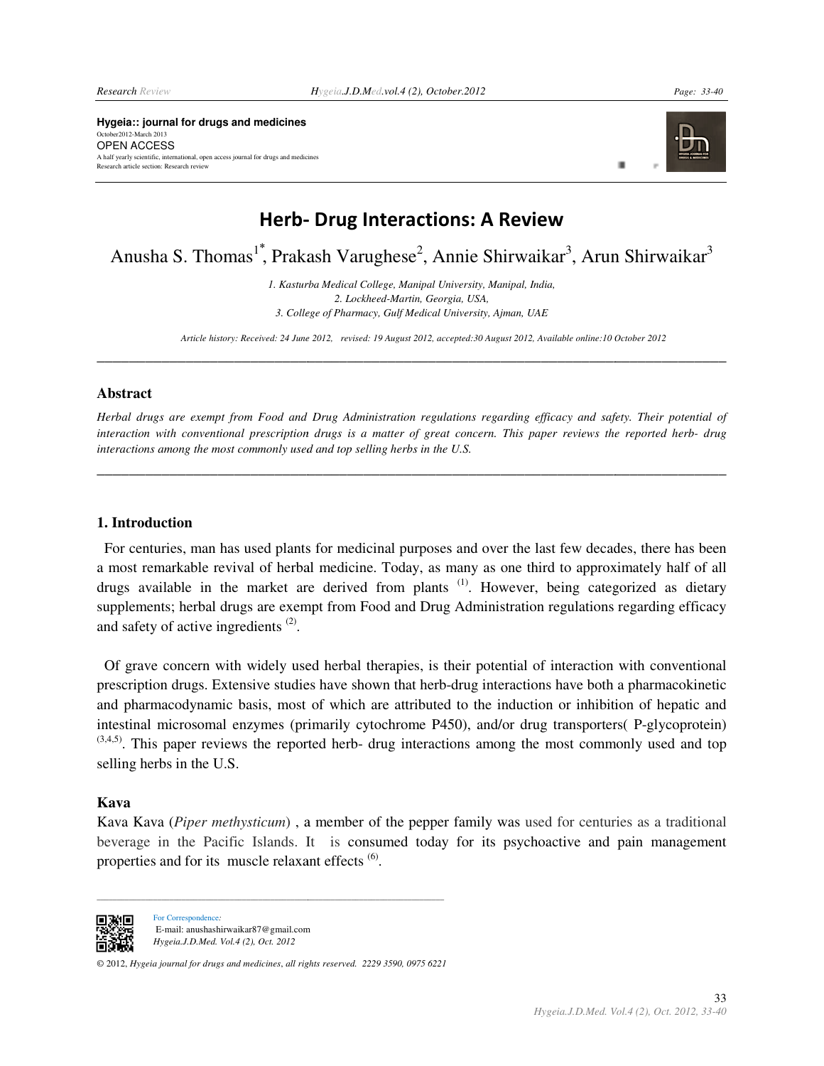**Hygeia:: journal for drugs and medicines**
October2012-March 2013
OPEN ACCESS
A half yearly scientific, international, open access journal for drugs and medicines
Research article section: Research review

# Herb- Drug Interactions: A Review

Anusha S. Thomas[1*], Prakash Varughese[2], Annie Shirwaikar[3], Arun Shirwaikar[3]

*1. Kasturba Medical College, Manipal University, Manipal, India,*
*2. Lockheed-Martin, Georgia, USA,*
*3. College of Pharmacy, Gulf Medical University, Ajman, UAE*

*Article history: Received: 24 June 2012, revised: 19 August 2012, accepted:30 August 2012, Available online:10 October 2012*

---

## Abstract

*Herbal drugs are exempt from Food and Drug Administration regulations regarding efficacy and safety. Their potential of interaction with conventional prescription drugs is a matter of great concern. This paper reviews the reported herb- drug interactions among the most commonly used and top selling herbs in the U.S.*

---

## 1. Introduction

For centuries, man has used plants for medicinal purposes and over the last few decades, there has been a most remarkable revival of herbal medicine. Today, as many as one third to approximately half of all drugs available in the market are derived from plants [(1)]. However, being categorized as dietary supplements; herbal drugs are exempt from Food and Drug Administration regulations regarding efficacy and safety of active ingredients [(2)].

Of grave concern with widely used herbal therapies, is their potential of interaction with conventional prescription drugs. Extensive studies have shown that herb-drug interactions have both a pharmacokinetic and pharmacodynamic basis, most of which are attributed to the induction or inhibition of hepatic and intestinal microsomal enzymes (primarily cytochrome P450), and/or drug transporters( P-glycoprotein) [(3,4,5)]. This paper reviews the reported herb- drug interactions among the most commonly used and top selling herbs in the U.S.

### Kava

Kava Kava (*Piper methysticum*) , a member of the pepper family was used for centuries as a traditional beverage in the Pacific Islands. It is consumed today for its psychoactive and pain management properties and for its muscle relaxant effects [(6)].

---

For Correspondence*:*
E-mail: anushashirwaikar87@gmail.com
*Hygeia.J.D.Med. Vol.4 (2), Oct. 2012*

© 2012, *Hygeia journal for drugs and medicines*, all rights reserved. 2229 3590, 0975 6221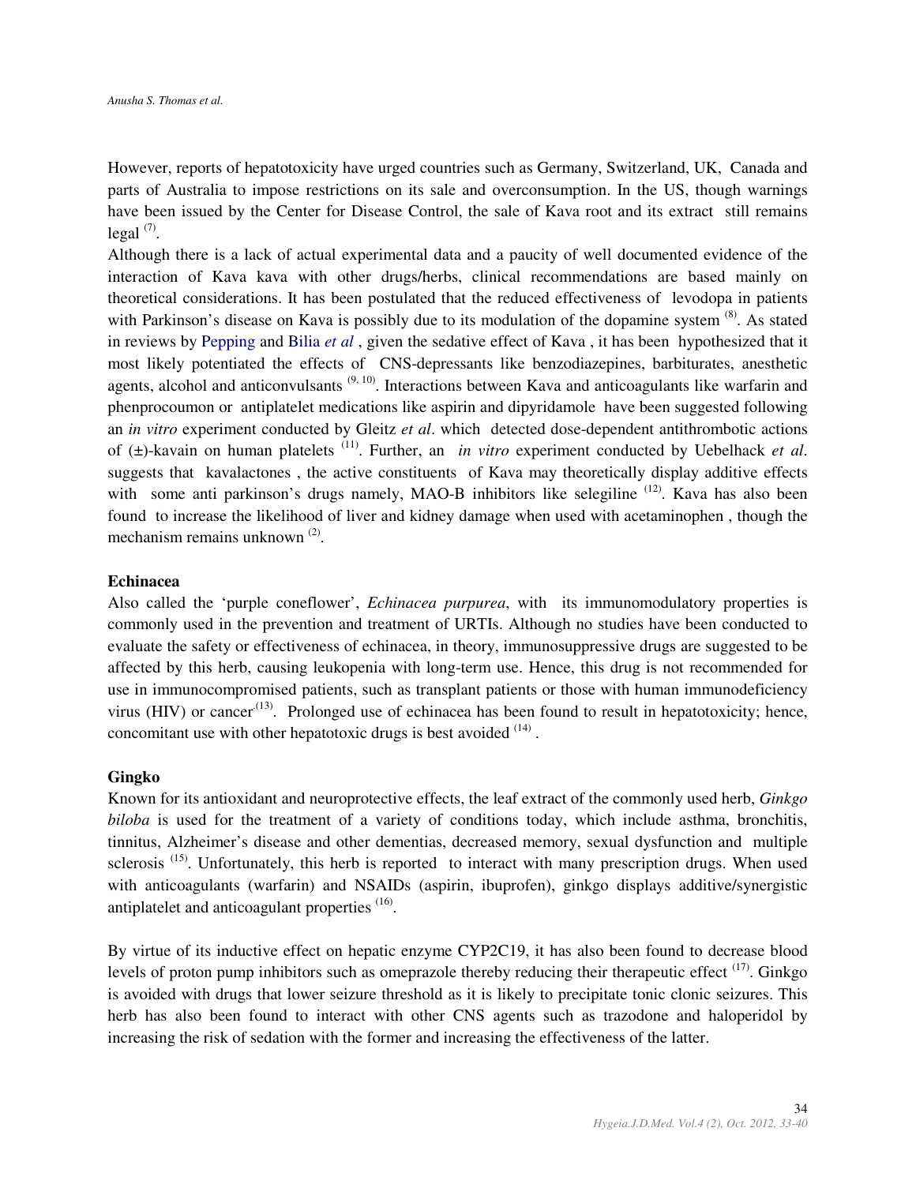However, reports of hepatotoxicity have urged countries such as Germany, Switzerland, UK, Canada and parts of Australia to impose restrictions on its sale and overconsumption. In the US, though warnings have been issued by the Center for Disease Control, the sale of Kava root and its extract still remains legal [7].

Although there is a lack of actual experimental data and a paucity of well documented evidence of the interaction of Kava kava with other drugs/herbs, clinical recommendations are based mainly on theoretical considerations. It has been postulated that the reduced effectiveness of levodopa in patients with Parkinson's disease on Kava is possibly due to its modulation of the dopamine system [8]. As stated in reviews by Pepping and Bilia *et al* , given the sedative effect of Kava , it has been hypothesized that it most likely potentiated the effects of CNS-depressants like benzodiazepines, barbiturates, anesthetic agents, alcohol and anticonvulsants [9, 10]. Interactions between Kava and anticoagulants like warfarin and phenprocoumon or antiplatelet medications like aspirin and dipyridamole have been suggested following an *in vitro* experiment conducted by Gleitz *et al*. which detected dose-dependent antithrombotic actions of (±)-kavain on human platelets [11]. Further, an *in vitro* experiment conducted by Uebelhack *et al*. suggests that kavalactones , the active constituents of Kava may theoretically display additive effects with some anti parkinson's drugs namely, MAO-B inhibitors like selegiline [12]. Kava has also been found to increase the likelihood of liver and kidney damage when used with acetaminophen , though the mechanism remains unknown [2].

**Echinacea**

Also called the 'purple coneflower', *Echinacea purpurea*, with its immunomodulatory properties is commonly used in the prevention and treatment of URTIs. Although no studies have been conducted to evaluate the safety or effectiveness of echinacea, in theory, immunosuppressive drugs are suggested to be affected by this herb, causing leukopenia with long-term use. Hence, this drug is not recommended for use in immunocompromised patients, such as transplant patients or those with human immunodeficiency virus (HIV) or cancer [13]. Prolonged use of echinacea has been found to result in hepatotoxicity; hence, concomitant use with other hepatotoxic drugs is best avoided [14] .

**Gingko**

Known for its antioxidant and neuroprotective effects, the leaf extract of the commonly used herb, *Ginkgo biloba* is used for the treatment of a variety of conditions today, which include asthma, bronchitis, tinnitus, Alzheimer's disease and other dementias, decreased memory, sexual dysfunction and multiple sclerosis [15]. Unfortunately, this herb is reported to interact with many prescription drugs. When used with anticoagulants (warfarin) and NSAIDs (aspirin, ibuprofen), ginkgo displays additive/synergistic antiplatelet and anticoagulant properties [16].

By virtue of its inductive effect on hepatic enzyme CYP2C19, it has also been found to decrease blood levels of proton pump inhibitors such as omeprazole thereby reducing their therapeutic effect [17]. Ginkgo is avoided with drugs that lower seizure threshold as it is likely to precipitate tonic clonic seizures. This herb has also been found to interact with other CNS agents such as trazodone and haloperidol by increasing the risk of sedation with the former and increasing the effectiveness of the latter.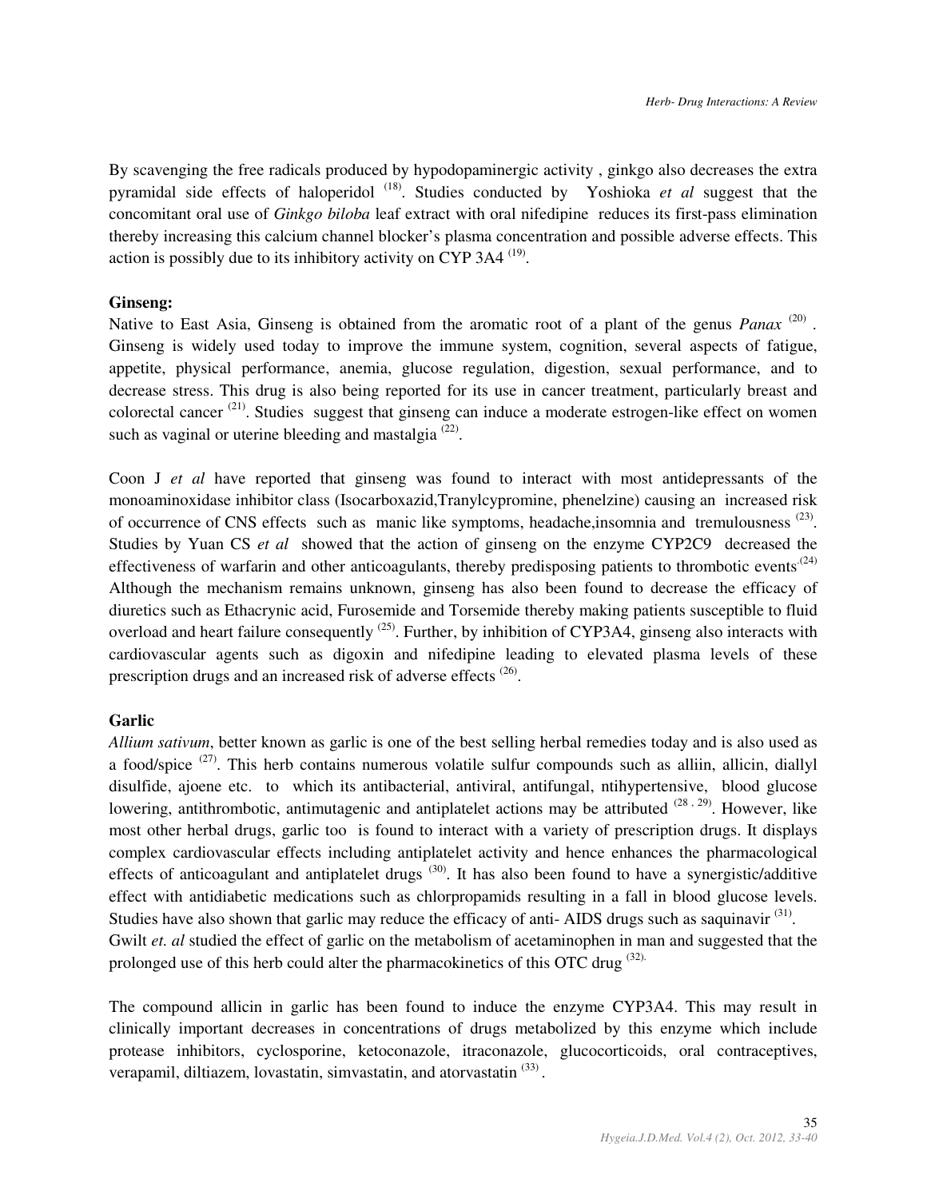By scavenging the free radicals produced by hypodopaminergic activity , ginkgo also decreases the extra pyramidal side effects of haloperidol [18]. Studies conducted by Yoshioka *et al* suggest that the concomitant oral use of *Ginkgo biloba* leaf extract with oral nifedipine reduces its first-pass elimination thereby increasing this calcium channel blocker's plasma concentration and possible adverse effects. This action is possibly due to its inhibitory activity on CYP 3A4 [19].

**Ginseng:**

Native to East Asia, Ginseng is obtained from the aromatic root of a plant of the genus *Panax* [20] . Ginseng is widely used today to improve the immune system, cognition, several aspects of fatigue, appetite, physical performance, anemia, glucose regulation, digestion, sexual performance, and to decrease stress. This drug is also being reported for its use in cancer treatment, particularly breast and colorectal cancer [21]. Studies suggest that ginseng can induce a moderate estrogen-like effect on women such as vaginal or uterine bleeding and mastalgia [22].

Coon J *et al* have reported that ginseng was found to interact with most antidepressants of the monoaminoxidase inhibitor class (Isocarboxazid,Tranylcypromine, phenelzine) causing an increased risk of occurrence of CNS effects such as manic like symptoms, headache,insomnia and tremulousness [23]. Studies by Yuan CS *et al* showed that the action of ginseng on the enzyme CYP2C9 decreased the effectiveness of warfarin and other anticoagulants, thereby predisposing patients to thrombotic events [24] Although the mechanism remains unknown, ginseng has also been found to decrease the efficacy of diuretics such as Ethacrynic acid, Furosemide and Torsemide thereby making patients susceptible to fluid overload and heart failure consequently [25]. Further, by inhibition of CYP3A4, ginseng also interacts with cardiovascular agents such as digoxin and nifedipine leading to elevated plasma levels of these prescription drugs and an increased risk of adverse effects [26].

**Garlic**

*Allium sativum*, better known as garlic is one of the best selling herbal remedies today and is also used as a food/spice [27]. This herb contains numerous volatile sulfur compounds such as alliin, allicin, diallyl disulfide, ajoene etc. to which its antibacterial, antiviral, antifungal, ntihypertensive, blood glucose lowering, antithrombotic, antimutagenic and antiplatelet actions may be attributed [28, 29]. However, like most other herbal drugs, garlic too is found to interact with a variety of prescription drugs. It displays complex cardiovascular effects including antiplatelet activity and hence enhances the pharmacological effects of anticoagulant and antiplatelet drugs [30]. It has also been found to have a synergistic/additive effect with antidiabetic medications such as chlorpropamids resulting in a fall in blood glucose levels. Studies have also shown that garlic may reduce the efficacy of anti- AIDS drugs such as saquinavir [31].
Gwilt *et. al* studied the effect of garlic on the metabolism of acetaminophen in man and suggested that the prolonged use of this herb could alter the pharmacokinetics of this OTC drug [32].

The compound allicin in garlic has been found to induce the enzyme CYP3A4. This may result in clinically important decreases in concentrations of drugs metabolized by this enzyme which include protease inhibitors, cyclosporine, ketoconazole, itraconazole, glucocorticoids, oral contraceptives, verapamil, diltiazem, lovastatin, simvastatin, and atorvastatin [33] .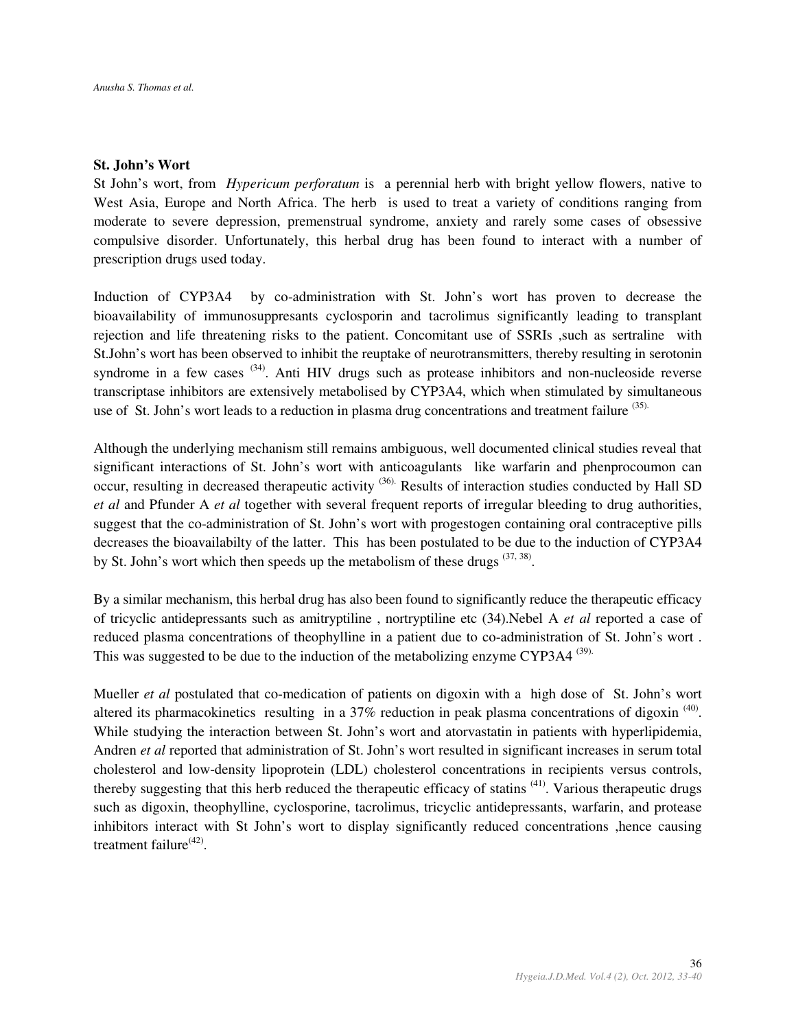### St. John's Wort

St John's wort, from *Hypericum perforatum* is a perennial herb with bright yellow flowers, native to West Asia, Europe and North Africa. The herb is used to treat a variety of conditions ranging from moderate to severe depression, premenstrual syndrome, anxiety and rarely some cases of obsessive compulsive disorder. Unfortunately, this herbal drug has been found to interact with a number of prescription drugs used today.

Induction of CYP3A4 by co-administration with St. John's wort has proven to decrease the bioavailability of immunosuppresants cyclosporin and tacrolimus significantly leading to transplant rejection and life threatening risks to the patient. Concomitant use of SSRIs ,such as sertraline with St.John's wort has been observed to inhibit the reuptake of neurotransmitters, thereby resulting in serotonin syndrome in a few cases [34]. Anti HIV drugs such as protease inhibitors and non-nucleoside reverse transcriptase inhibitors are extensively metabolised by CYP3A4, which when stimulated by simultaneous use of St. John's wort leads to a reduction in plasma drug concentrations and treatment failure [35].

Although the underlying mechanism still remains ambiguous, well documented clinical studies reveal that significant interactions of St. John's wort with anticoagulants like warfarin and phenprocoumon can occur, resulting in decreased therapeutic activity [36]. Results of interaction studies conducted by Hall SD *et al* and Pfunder A *et al* together with several frequent reports of irregular bleeding to drug authorities, suggest that the co-administration of St. John's wort with progestogen containing oral contraceptive pills decreases the bioavailabilty of the latter. This has been postulated to be due to the induction of CYP3A4 by St. John's wort which then speeds up the metabolism of these drugs [37, 38].

By a similar mechanism, this herbal drug has also been found to significantly reduce the therapeutic efficacy of tricyclic antidepressants such as amitryptiline , nortryptiline etc (34).Nebel A *et al* reported a case of reduced plasma concentrations of theophylline in a patient due to co-administration of St. John's wort . This was suggested to be due to the induction of the metabolizing enzyme CYP3A4 [39].

Mueller *et al* postulated that co-medication of patients on digoxin with a high dose of St. John's wort altered its pharmacokinetics resulting in a 37% reduction in peak plasma concentrations of digoxin [40]. While studying the interaction between St. John's wort and atorvastatin in patients with hyperlipidemia, Andren *et al* reported that administration of St. John's wort resulted in significant increases in serum total cholesterol and low-density lipoprotein (LDL) cholesterol concentrations in recipients versus controls, thereby suggesting that this herb reduced the therapeutic efficacy of statins [41]. Various therapeutic drugs such as digoxin, theophylline, cyclosporine, tacrolimus, tricyclic antidepressants, warfarin, and protease inhibitors interact with St John's wort to display significantly reduced concentrations ,hence causing treatment failure[42].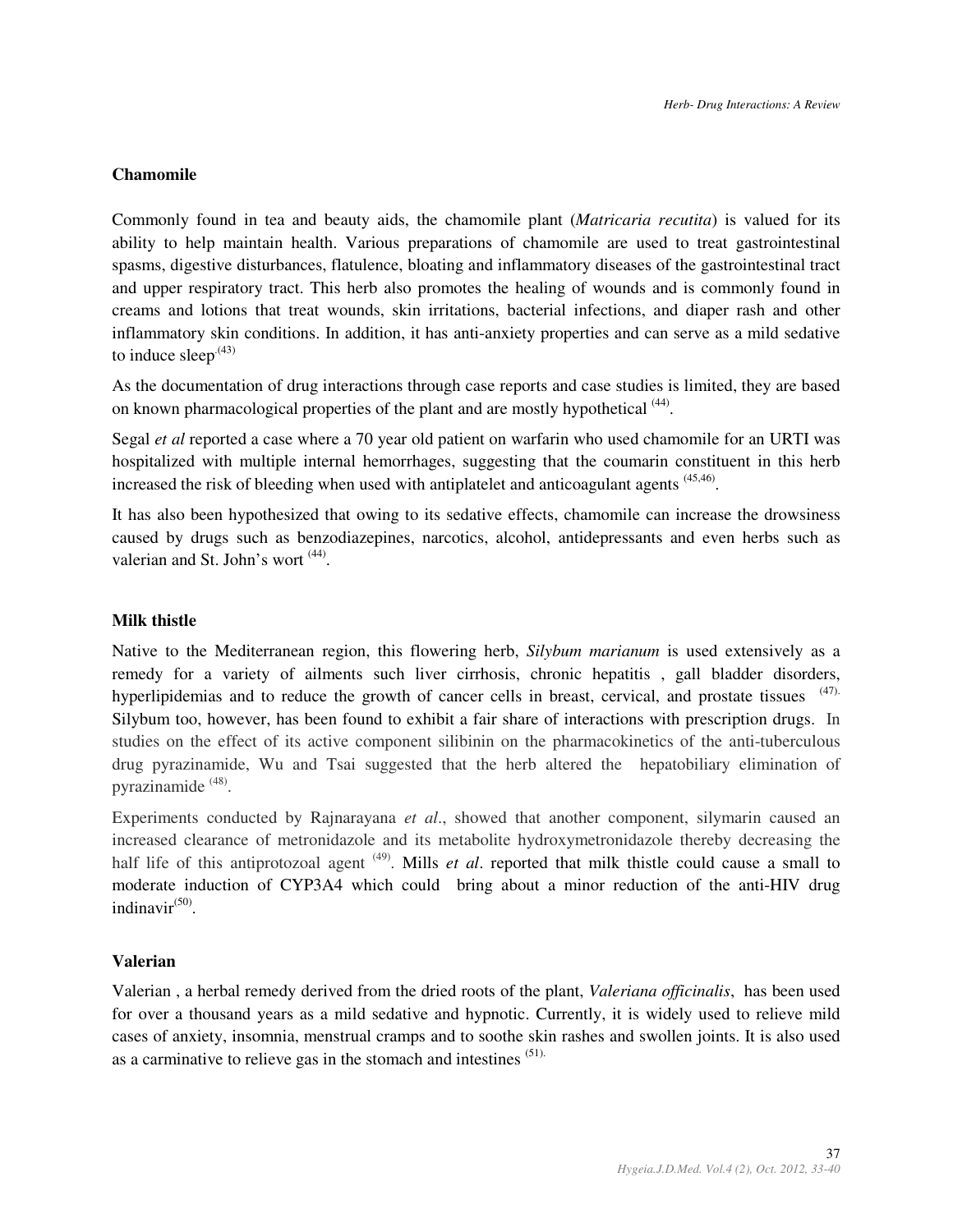## Chamomile

Commonly found in tea and beauty aids, the chamomile plant (*Matricaria recutita*) is valued for its ability to help maintain health. Various preparations of chamomile are used to treat gastrointestinal spasms, digestive disturbances, flatulence, bloating and inflammatory diseases of the gastrointestinal tract and upper respiratory tract. This herb also promotes the healing of wounds and is commonly found in creams and lotions that treat wounds, skin irritations, bacterial infections, and diaper rash and other inflammatory skin conditions. In addition, it has anti-anxiety properties and can serve as a mild sedative to induce sleep[43]

As the documentation of drug interactions through case reports and case studies is limited, they are based on known pharmacological properties of the plant and are mostly hypothetical [44].

Segal *et al* reported a case where a 70 year old patient on warfarin who used chamomile for an URTI was hospitalized with multiple internal hemorrhages, suggesting that the coumarin constituent in this herb increased the risk of bleeding when used with antiplatelet and anticoagulant agents [45,46].

It has also been hypothesized that owing to its sedative effects, chamomile can increase the drowsiness caused by drugs such as benzodiazepines, narcotics, alcohol, antidepressants and even herbs such as valerian and St. John's wort [44].

## Milk thistle

Native to the Mediterranean region, this flowering herb, *Silybum marianum* is used extensively as a remedy for a variety of ailments such liver cirrhosis, chronic hepatitis , gall bladder disorders, hyperlipidemias and to reduce the growth of cancer cells in breast, cervical, and prostate tissues [47]. Silybum too, however, has been found to exhibit a fair share of interactions with prescription drugs. In studies on the effect of its active component silibinin on the pharmacokinetics of the anti-tuberculous drug pyrazinamide, Wu and Tsai suggested that the herb altered the hepatobiliary elimination of pyrazinamide [48].

Experiments conducted by Rajnarayana *et al*., showed that another component, silymarin caused an increased clearance of metronidazole and its metabolite hydroxymetronidazole thereby decreasing the half life of this antiprotozoal agent [49]. Mills *et al*. reported that milk thistle could cause a small to moderate induction of CYP3A4 which could bring about a minor reduction of the anti-HIV drug indinavir[50].

## Valerian

Valerian , a herbal remedy derived from the dried roots of the plant, *Valeriana officinalis*, has been used for over a thousand years as a mild sedative and hypnotic. Currently, it is widely used to relieve mild cases of anxiety, insomnia, menstrual cramps and to soothe skin rashes and swollen joints. It is also used as a carminative to relieve gas in the stomach and intestines [51].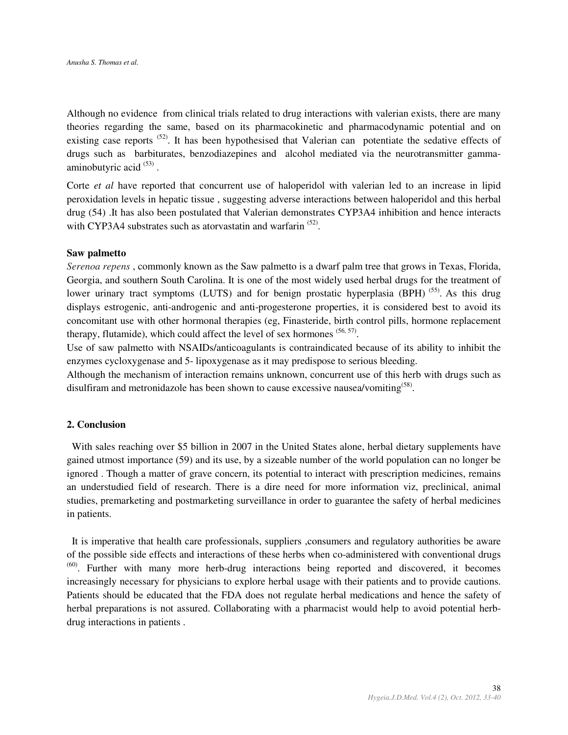Although no evidence from clinical trials related to drug interactions with valerian exists, there are many theories regarding the same, based on its pharmacokinetic and pharmacodynamic potential and on existing case reports [52]. It has been hypothesised that Valerian can potentiate the sedative effects of drugs such as barbiturates, benzodiazepines and alcohol mediated via the neurotransmitter gamma-aminobutyric acid [53] .

Corte *et al* have reported that concurrent use of haloperidol with valerian led to an increase in lipid peroxidation levels in hepatic tissue , suggesting adverse interactions between haloperidol and this herbal drug (54) .It has also been postulated that Valerian demonstrates CYP3A4 inhibition and hence interacts with CYP3A4 substrates such as atorvastatin and warfarin [52].

**Saw palmetto**

*Serenoa repens* , commonly known as the Saw palmetto is a dwarf palm tree that grows in Texas, Florida, Georgia, and southern South Carolina. It is one of the most widely used herbal drugs for the treatment of lower urinary tract symptoms (LUTS) and for benign prostatic hyperplasia (BPH) [55]. As this drug displays estrogenic, anti-androgenic and anti-progesterone properties, it is considered best to avoid its concomitant use with other hormonal therapies (eg, Finasteride, birth control pills, hormone replacement therapy, flutamide), which could affect the level of sex hormones [56, 57].

Use of saw palmetto with NSAIDs/anticoagulants is contraindicated because of its ability to inhibit the enzymes cycloxygenase and 5- lipoxygenase as it may predispose to serious bleeding.

Although the mechanism of interaction remains unknown, concurrent use of this herb with drugs such as disulfiram and metronidazole has been shown to cause excessive nausea/vomiting[58].

## 2. Conclusion

With sales reaching over $5 billion in 2007 in the United States alone, herbal dietary supplements have gained utmost importance (59) and its use, by a sizeable number of the world population can no longer be ignored . Though a matter of grave concern, its potential to interact with prescription medicines, remains an understudied field of research. There is a dire need for more information viz, preclinical, animal studies, premarketing and postmarketing surveillance in order to guarantee the safety of herbal medicines in patients.

It is imperative that health care professionals, suppliers ,consumers and regulatory authorities be aware of the possible side effects and interactions of these herbs when co-administered with conventional drugs [60]. Further with many more herb-drug interactions being reported and discovered, it becomes increasingly necessary for physicians to explore herbal usage with their patients and to provide cautions. Patients should be educated that the FDA does not regulate herbal medications and hence the safety of herbal preparations is not assured. Collaborating with a pharmacist would help to avoid potential herb-drug interactions in patients .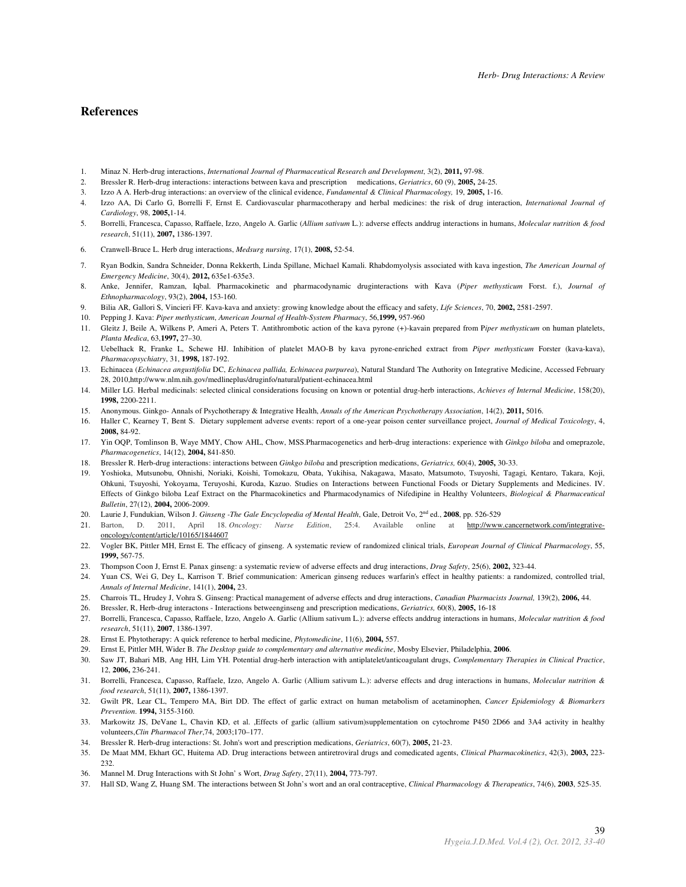## References

1. Minaz N. Herb-drug interactions, *International Journal of Pharmaceutical Research and Development*, 3(2), **2011,** 97-98.
2. Bressler R. Herb-drug interactions: interactions between kava and prescription medications, *Geriatrics*, 60 (9), **2005,** 24-25.
3. Izzo A A. Herb-drug interactions: an overview of the clinical evidence, *Fundamental & Clinical Pharmacology,* 19, **2005,** 1-16.
4. Izzo AA, Di Carlo G, Borrelli F, Ernst E. Cardiovascular pharmacotherapy and herbal medicines: the risk of drug interaction, *International Journal of Cardiology*, 98, **2005,**1-14.
5. Borrelli, Francesca, Capasso, Raffaele, Izzo, Angelo A. Garlic (*Allium sativum* L.): adverse effects anddrug interactions in humans, *Molecular nutrition & food research*, 51(11), **2007,** 1386-1397.
6. Cranwell-Bruce L. Herb drug interactions, *Medsurg nursing*, 17(1), **2008,** 52-54.
7. Ryan Bodkin, Sandra Schneider, Donna Rekkerth, Linda Spillane, Michael Kamali. Rhabdomyolysis associated with kava ingestion, *The American Journal of Emergency Medicine*, 30(4), **2012,** 635e1-635e3.
8. Anke, Jennifer, Ramzan, Iqbal. Pharmacokinetic and pharmacodynamic druginteractions with Kava (*Piper methysticum* Forst. f.), *Journal of Ethnopharmacology*, 93(2), **2004,** 153-160.
9. Bilia AR, Gallori S, Vincieri FF. Kava-kava and anxiety: growing knowledge about the efficacy and safety, *Life Sciences*, 70, **2002,** 2581-2597.
10. Pepping J. Kava: *Piper methysticum*, *American Journal of Health-System Pharmacy*, 56,**1999,** 957-960
11. Gleitz J, Beile A, Wilkens P, Ameri A, Peters T. Antithrombotic action of the kava pyrone (+)-kavain prepared from P*iper methysticum* on human platelets, *Planta Medica*, 63,**1997,** 27–30.
12. Uebelhack R, Franke L, Schewe HJ. Inhibition of platelet MAO-B by kava pyrone-enriched extract from *Piper methysticum* Forster (kava-kava), *Pharmacopsychiatry*, 31, **1998,** 187-192.
13. Echinacea (*Echinacea angustifolia* DC, *Echinacea pallida, Echinacea purpurea*), Natural Standard The Authority on Integrative Medicine, Accessed February 28, 2010,http://www.nlm.nih.gov/medlineplus/druginfo/natural/patient-echinacea.html
14. Miller LG. Herbal medicinals: selected clinical considerations focusing on known or potential drug-herb interactions, *Achieves of Internal Medicine*, 158(20), **1998,** 2200-2211.
15. Anonymous. Ginkgo- Annals of Psychotherapy & Integrative Health, *Annals of the American Psychotherapy Association*, 14(2), **2011,** 5016.
16. Haller C, Kearney T, Bent S. Dietary supplement adverse events: report of a one-year poison center surveillance project, *Journal of Medical Toxicology*, 4, **2008,** 84-92.
17. Yin OQP, Tomlinson B, Waye MMY, Chow AHL, Chow, MSS.Pharmacogenetics and herb-drug interactions: experience with *Ginkgo biloba* and omeprazole, *Pharmacogenetics*, 14(12), **2004,** 841-850.
18. Bressler R. Herb-drug interactions: interactions between *Ginkgo biloba* and prescription medications, *Geriatrics,* 60(4), **2005,** 30-33.
19. Yoshioka, Mutsunobu, Ohnishi, Noriaki, Koishi, Tomokazu, Obata, Yukihisa, Nakagawa, Masato, Matsumoto, Tsuyoshi, Tagagi, Kentaro, Takara, Koji, Ohkuni, Tsuyoshi, Yokoyama, Teruyoshi, Kuroda, Kazuo. Studies on Interactions between Functional Foods or Dietary Supplements and Medicines. IV. Effects of Ginkgo biloba Leaf Extract on the Pharmacokinetics and Pharmacodynamics of Nifedipine in Healthy Volunteers, *Biological & Pharmaceutical Bulletin*, 27(12), **2004,** 2006-2009.
20. Laurie J, Fundukian, Wilson J. *Ginseng -The Gale Encyclopedia of Mental Health*, Gale, Detroit Vo, 2nd ed., **2008**, pp. 526-529
21. Barton, D. 2011, April 18. *Oncology: Nurse Edition*, 25:4. Available online at http://www.cancernetwork.com/integrative-oncology/content/article/10165/1844607
22. Vogler BK, Pittler MH, Ernst E. The efficacy of ginseng. A systematic review of randomized clinical trials, *European Journal of Clinical Pharmacology*, 55, **1999,** 567-75.
23. Thompson Coon J, Ernst E. Panax ginseng: a systematic review of adverse effects and drug interactions, *Drug Safety*, 25(6), **2002,** 323-44.
24. Yuan CS, Wei G, Dey L, Karrison T. Brief communication: American ginseng reduces warfarin's effect in healthy patients: a randomized, controlled trial, *Annals of Internal Medicine*, 141(1), **2004,** 23.
25. Charrois TL, Hrudey J, Vohra S. Ginseng: Practical management of adverse effects and drug interactions, *Canadian Pharmacists Journal,* 139(2), **2006,** 44.
26. Bressler, R, Herb-drug interactons - Interactions betweenginseng and prescription medications, *Geriatrics,* 60(8), **2005,** 16-18
27. Borrelli, Francesca, Capasso, Raffaele, Izzo, Angelo A. Garlic (Allium sativum L.): adverse effects anddrug interactions in humans, *Molecular nutrition & food research*, 51(11), **2007**, 1386-1397.
28. Ernst E. Phytotherapy: A quick reference to herbal medicine, *Phytomedicine*, 11(6), **2004,** 557.
29. Ernst E, Pittler MH, Wider B. *The Desktop guide to complementary and alternative medicine*, Mosby Elsevier, Philadelphia, **2006**.
30. Saw JT, Bahari MB, Ang HH, Lim YH. Potential drug-herb interaction with antiplatelet/anticoagulant drugs, *Complementary Therapies in Clinical Practice*, 12, **2006,** 236-241.
31. Borrelli, Francesca, Capasso, Raffaele, Izzo, Angelo A. Garlic (Allium sativum L.): adverse effects and drug interactions in humans, *Molecular nutrition & food research*, 51(11), **2007,** 1386-1397.
32. Gwilt PR, Lear CL, Tempero MA, Birt DD. The effect of garlic extract on human metabolism of acetaminophen, *Cancer Epidemiology & Biomarkers Prevention*. **1994,** 3155-3160.
33. Markowitz JS, DeVane L, Chavin KD, et al. ,Effects of garlic (allium sativum)supplementation on cytochrome P450 2D66 and 3A4 activity in healthy volunteers,*Clin Pharmacol Ther*,74, 2003;170–177.
34. Bressler R. Herb-drug interactions: St. John's wort and prescription medications, *Geriatrics*, 60(7), **2005,** 21-23.
35. De Maat MM, Ekhart GC, Huitema AD. Drug interactions between antiretroviral drugs and comedicated agents, *Clinical Pharmacokinetics*, 42(3), **2003,** 223-232.
36. Mannel M. Drug Interactions with St John' s Wort, *Drug Safety*, 27(11), **2004,** 773-797.
37. Hall SD, Wang Z, Huang SM. The interactions between St John's wort and an oral contraceptive, *Clinical Pharmacology & Therapeutics*, 74(6), **2003**, 525-35.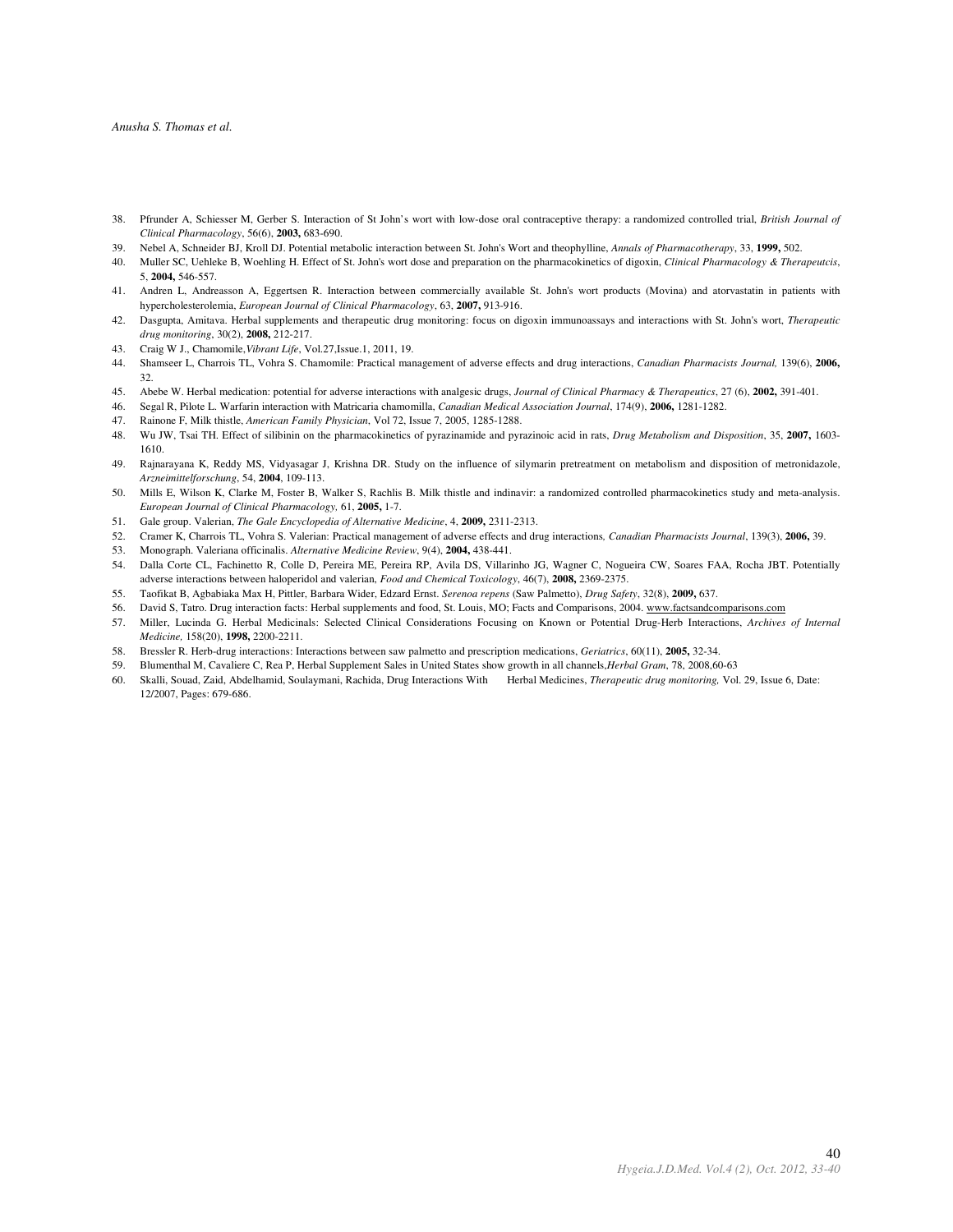38. Pfrunder A, Schiesser M, Gerber S. Interaction of St John's wort with low-dose oral contraceptive therapy: a randomized controlled trial, *British Journal of Clinical Pharmacology*, 56(6), **2003,** 683-690.
39. Nebel A, Schneider BJ, Kroll DJ. Potential metabolic interaction between St. John's Wort and theophylline, *Annals of Pharmacotherapy*, 33, **1999,** 502.
40. Muller SC, Uehleke B, Woehling H. Effect of St. John's wort dose and preparation on the pharmacokinetics of digoxin, *Clinical Pharmacology & Therapeutcis*, 5, **2004,** 546-557.
41. Andren L, Andreasson A, Eggertsen R. Interaction between commercially available St. John's wort products (Movina) and atorvastatin in patients with hypercholesterolemia, *European Journal of Clinical Pharmacology*, 63, **2007,** 913-916.
42. Dasgupta, Amitava. Herbal supplements and therapeutic drug monitoring: focus on digoxin immunoassays and interactions with St. John's wort, *Therapeutic drug monitoring*, 30(2), **2008,** 212-217.
43. Craig W J., Chamomile,*Vibrant Life*, Vol.27,Issue.1, 2011, 19.
44. Shamseer L, Charrois TL, Vohra S. Chamomile: Practical management of adverse effects and drug interactions, *Canadian Pharmacists Journal,* 139(6), **2006,** 32.
45. Abebe W. Herbal medication: potential for adverse interactions with analgesic drugs, *Journal of Clinical Pharmacy & Therapeutics*, 27 (6), **2002,** 391-401.
46. Segal R, Pilote L. Warfarin interaction with Matricaria chamomilla, *Canadian Medical Association Journal*, 174(9), **2006,** 1281-1282.
47. Rainone F, Milk thistle, *American Family Physician*, Vol 72, Issue 7, 2005, 1285-1288.
48. Wu JW, Tsai TH. Effect of silibinin on the pharmacokinetics of pyrazinamide and pyrazinoic acid in rats, *Drug Metabolism and Disposition*, 35, **2007,** 1603-1610.
49. Rajnarayana K, Reddy MS, Vidyasagar J, Krishna DR. Study on the influence of silymarin pretreatment on metabolism and disposition of metronidazole, *Arzneimittelforschung*, 54, **2004**, 109-113.
50. Mills E, Wilson K, Clarke M, Foster B, Walker S, Rachlis B. Milk thistle and indinavir: a randomized controlled pharmacokinetics study and meta-analysis. *European Journal of Clinical Pharmacology,* 61, **2005,** 1-7.
51. Gale group. Valerian, *The Gale Encyclopedia of Alternative Medicine*, 4, **2009,** 2311-2313.
52. Cramer K, Charrois TL, Vohra S. Valerian: Practical management of adverse effects and drug interactions*, Canadian Pharmacists Journal*, 139(3), **2006,** 39.
53. Monograph. Valeriana officinalis. *Alternative Medicine Review*, 9(4), **2004,** 438-441.
54. Dalla Corte CL, Fachinetto R, Colle D, Pereira ME, Pereira RP, Avila DS, Villarinho JG, Wagner C, Nogueira CW, Soares FAA, Rocha JBT. Potentially adverse interactions between haloperidol and valerian, *Food and Chemical Toxicology*, 46(7), **2008,** 2369-2375.
55. Taofikat B, Agbabiaka Max H, Pittler, Barbara Wider, Edzard Ernst. *Serenoa repens* (Saw Palmetto), *Drug Safety*, 32(8), **2009,** 637.
56. David S, Tatro. Drug interaction facts: Herbal supplements and food, St. Louis, MO; Facts and Comparisons, 2004. www.factsandcomparisons.com
57. Miller, Lucinda G. Herbal Medicinals: Selected Clinical Considerations Focusing on Known or Potential Drug-Herb Interactions, *Archives of Internal Medicine,* 158(20), **1998,** 2200-2211.
58. Bressler R. Herb-drug interactions: Interactions between saw palmetto and prescription medications, *Geriatrics*, 60(11), **2005,** 32-34.
59. Blumenthal M, Cavaliere C, Rea P, Herbal Supplement Sales in United States show growth in all channels,*Herbal Gram*, 78, 2008,60-63
60. Skalli, Souad, Zaid, Abdelhamid, Soulaymani, Rachida, Drug Interactions With Herbal Medicines, *Therapeutic drug monitoring,* Vol. 29, Issue 6, Date: 12/2007, Pages: 679-686.